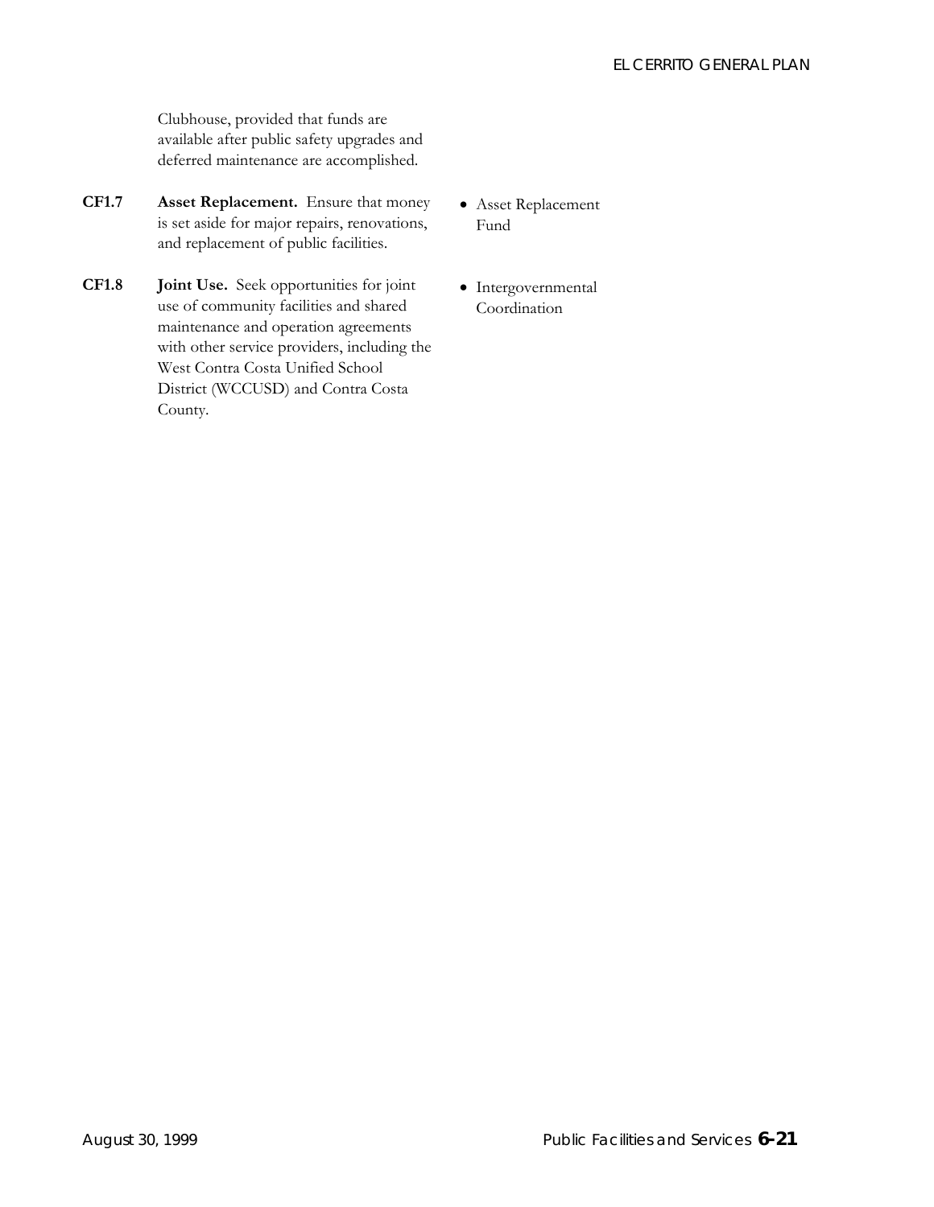Clubhouse, provided that funds are available after public safety upgrades and deferred maintenance are accomplished.

| | | |
|---|---|---|
| **CF1.7** | **Asset Replacement.** Ensure that money is set aside for major repairs, renovations, and replacement of public facilities. | • Asset Replacement Fund |
| **CF1.8** | **Joint Use.** Seek opportunities for joint use of community facilities and shared maintenance and operation agreements with other service providers, including the West Contra Costa Unified School District (WCCUSD) and Contra Costa County. | • Intergovernmental Coordination |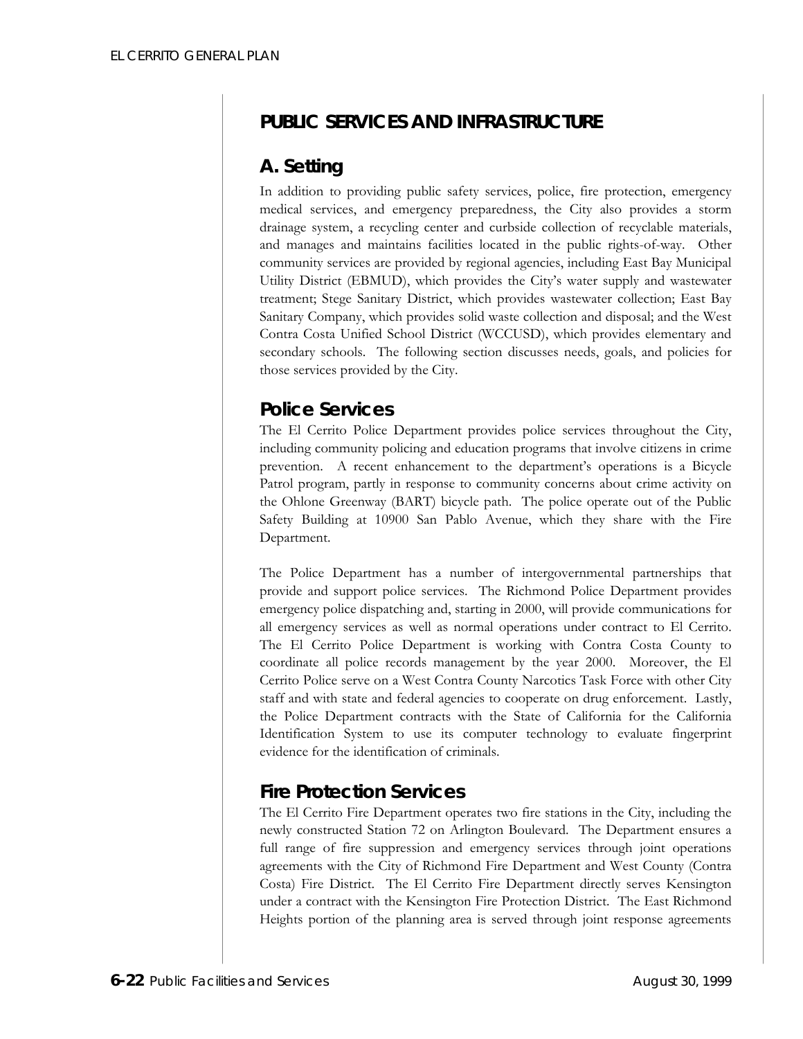## PUBLIC SERVICES AND INFRASTRUCTURE

### A. Setting

In addition to providing public safety services, police, fire protection, emergency medical services, and emergency preparedness, the City also provides a storm drainage system, a recycling center and curbside collection of recyclable materials, and manages and maintains facilities located in the public rights-of-way. Other community services are provided by regional agencies, including East Bay Municipal Utility District (EBMUD), which provides the City's water supply and wastewater treatment; Stege Sanitary District, which provides wastewater collection; East Bay Sanitary Company, which provides solid waste collection and disposal; and the West Contra Costa Unified School District (WCCUSD), which provides elementary and secondary schools. The following section discusses needs, goals, and policies for those services provided by the City.

### Police Services

The El Cerrito Police Department provides police services throughout the City, including community policing and education programs that involve citizens in crime prevention. A recent enhancement to the department's operations is a Bicycle Patrol program, partly in response to community concerns about crime activity on the Ohlone Greenway (BART) bicycle path. The police operate out of the Public Safety Building at 10900 San Pablo Avenue, which they share with the Fire Department.

The Police Department has a number of intergovernmental partnerships that provide and support police services. The Richmond Police Department provides emergency police dispatching and, starting in 2000, will provide communications for all emergency services as well as normal operations under contract to El Cerrito. The El Cerrito Police Department is working with Contra Costa County to coordinate all police records management by the year 2000. Moreover, the El Cerrito Police serve on a West Contra County Narcotics Task Force with other City staff and with state and federal agencies to cooperate on drug enforcement. Lastly, the Police Department contracts with the State of California for the California Identification System to use its computer technology to evaluate fingerprint evidence for the identification of criminals.

### Fire Protection Services

The El Cerrito Fire Department operates two fire stations in the City, including the newly constructed Station 72 on Arlington Boulevard. The Department ensures a full range of fire suppression and emergency services through joint operations agreements with the City of Richmond Fire Department and West County (Contra Costa) Fire District. The El Cerrito Fire Department directly serves Kensington under a contract with the Kensington Fire Protection District. The East Richmond Heights portion of the planning area is served through joint response agreements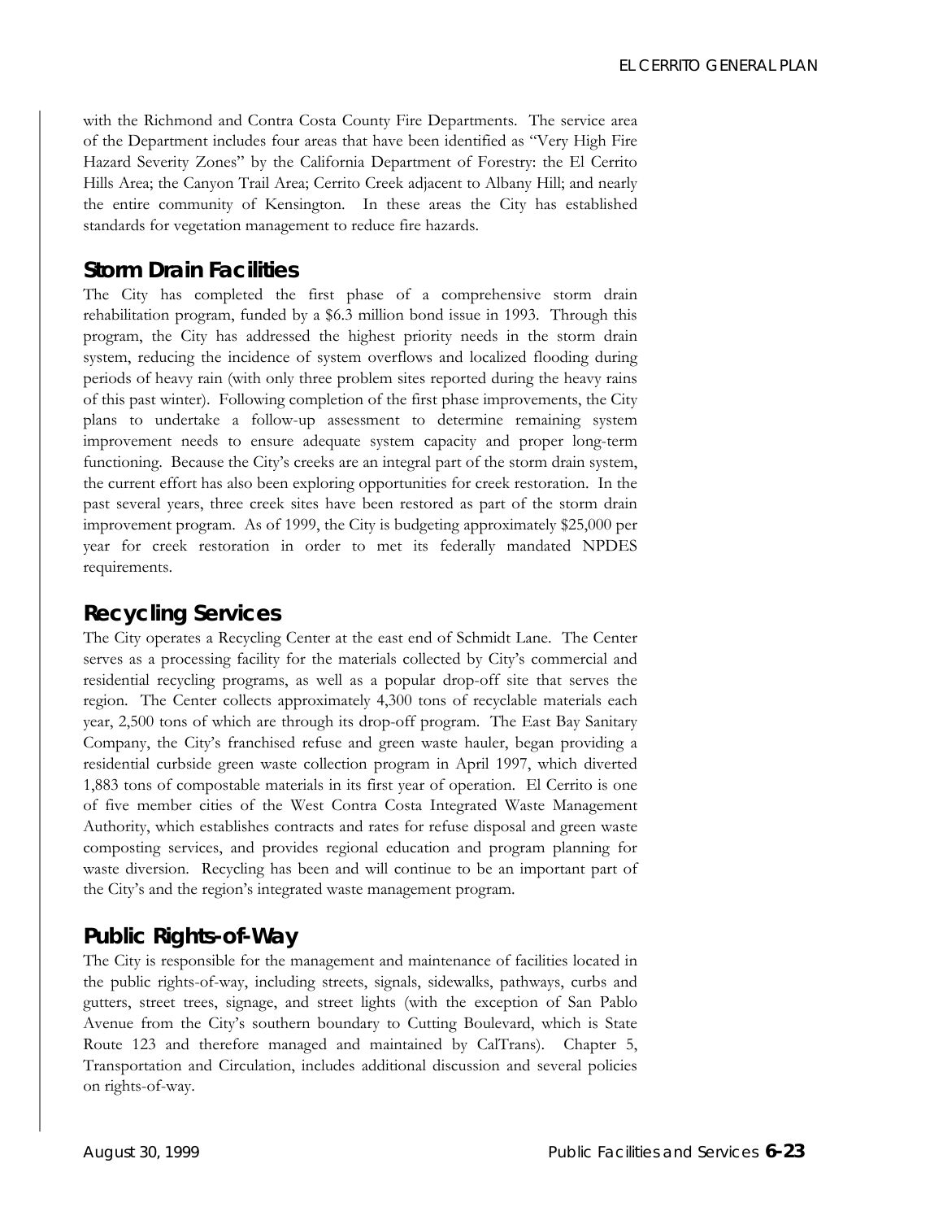with the Richmond and Contra Costa County Fire Departments. The service area of the Department includes four areas that have been identified as "Very High Fire Hazard Severity Zones" by the California Department of Forestry: the El Cerrito Hills Area; the Canyon Trail Area; Cerrito Creek adjacent to Albany Hill; and nearly the entire community of Kensington. In these areas the City has established standards for vegetation management to reduce fire hazards.

## Storm Drain Facilities

The City has completed the first phase of a comprehensive storm drain rehabilitation program, funded by a $6.3 million bond issue in 1993. Through this program, the City has addressed the highest priority needs in the storm drain system, reducing the incidence of system overflows and localized flooding during periods of heavy rain (with only three problem sites reported during the heavy rains of this past winter). Following completion of the first phase improvements, the City plans to undertake a follow-up assessment to determine remaining system improvement needs to ensure adequate system capacity and proper long-term functioning. Because the City's creeks are an integral part of the storm drain system, the current effort has also been exploring opportunities for creek restoration. In the past several years, three creek sites have been restored as part of the storm drain improvement program. As of 1999, the City is budgeting approximately $25,000 per year for creek restoration in order to met its federally mandated NPDES requirements.

## Recycling Services

The City operates a Recycling Center at the east end of Schmidt Lane. The Center serves as a processing facility for the materials collected by City's commercial and residential recycling programs, as well as a popular drop-off site that serves the region. The Center collects approximately 4,300 tons of recyclable materials each year, 2,500 tons of which are through its drop-off program. The East Bay Sanitary Company, the City's franchised refuse and green waste hauler, began providing a residential curbside green waste collection program in April 1997, which diverted 1,883 tons of compostable materials in its first year of operation. El Cerrito is one of five member cities of the West Contra Costa Integrated Waste Management Authority, which establishes contracts and rates for refuse disposal and green waste composting services, and provides regional education and program planning for waste diversion. Recycling has been and will continue to be an important part of the City's and the region's integrated waste management program.

## Public Rights-of-Way

The City is responsible for the management and maintenance of facilities located in the public rights-of-way, including streets, signals, sidewalks, pathways, curbs and gutters, street trees, signage, and street lights (with the exception of San Pablo Avenue from the City's southern boundary to Cutting Boulevard, which is State Route 123 and therefore managed and maintained by CalTrans). Chapter 5, Transportation and Circulation, includes additional discussion and several policies on rights-of-way.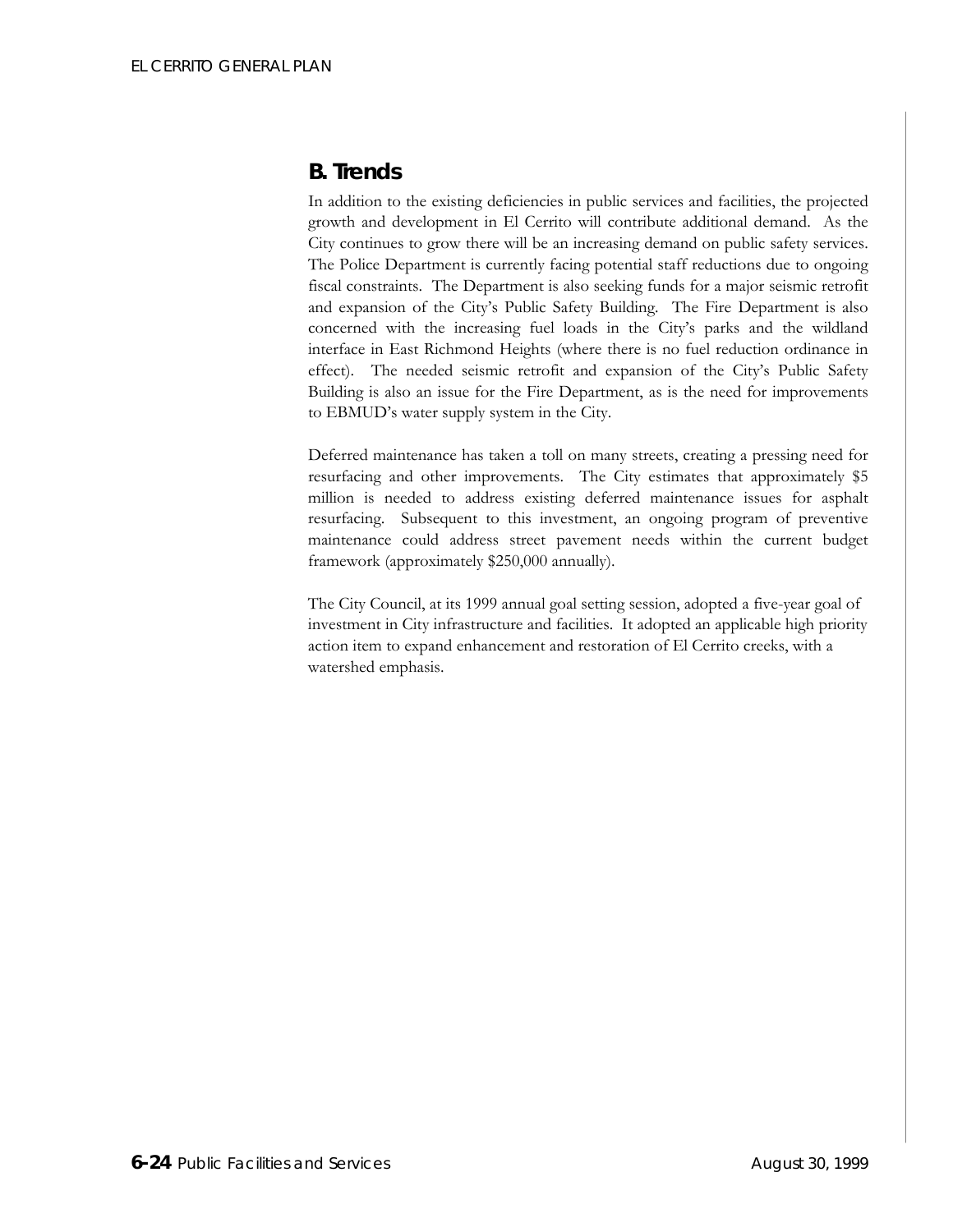## B. Trends

In addition to the existing deficiencies in public services and facilities, the projected growth and development in El Cerrito will contribute additional demand. As the City continues to grow there will be an increasing demand on public safety services. The Police Department is currently facing potential staff reductions due to ongoing fiscal constraints. The Department is also seeking funds for a major seismic retrofit and expansion of the City's Public Safety Building. The Fire Department is also concerned with the increasing fuel loads in the City's parks and the wildland interface in East Richmond Heights (where there is no fuel reduction ordinance in effect). The needed seismic retrofit and expansion of the City's Public Safety Building is also an issue for the Fire Department, as is the need for improvements to EBMUD's water supply system in the City.

Deferred maintenance has taken a toll on many streets, creating a pressing need for resurfacing and other improvements. The City estimates that approximately $5 million is needed to address existing deferred maintenance issues for asphalt resurfacing. Subsequent to this investment, an ongoing program of preventive maintenance could address street pavement needs within the current budget framework (approximately $250,000 annually).

The City Council, at its 1999 annual goal setting session, adopted a five-year goal of investment in City infrastructure and facilities. It adopted an applicable high priority action item to expand enhancement and restoration of El Cerrito creeks, with a watershed emphasis.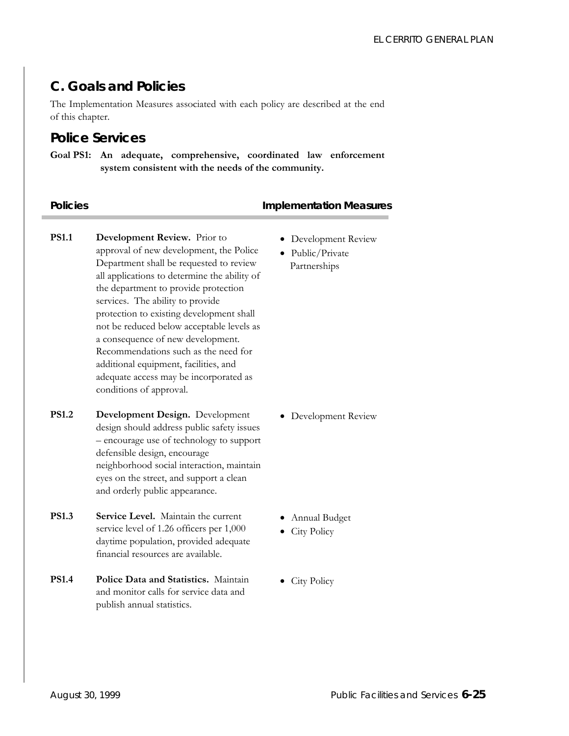## C. Goals and Policies

The Implementation Measures associated with each policy are described at the end of this chapter.

## Police Services

**Goal PS1: An adequate, comprehensive, coordinated law enforcement system consistent with the needs of the community.**

| | Policies | Implementation Measures |
|---|---|---|
| **PS1.1** | **Development Review.** Prior to approval of new development, the Police Department shall be requested to review all applications to determine the ability of the department to provide protection services. The ability to provide protection to existing development shall not be reduced below acceptable levels as a consequence of new development. Recommendations such as the need for additional equipment, facilities, and adequate access may be incorporated as conditions of approval. | • Development Review<br>• Public/Private Partnerships |
| **PS1.2** | **Development Design.** Development design should address public safety issues – encourage use of technology to support defensible design, encourage neighborhood social interaction, maintain eyes on the street, and support a clean and orderly public appearance. | • Development Review |
| **PS1.3** | **Service Level.** Maintain the current service level of 1.26 officers per 1,000 daytime population, provided adequate financial resources are available. | • Annual Budget<br>• City Policy |
| **PS1.4** | **Police Data and Statistics.** Maintain and monitor calls for service data and publish annual statistics. | • City Policy |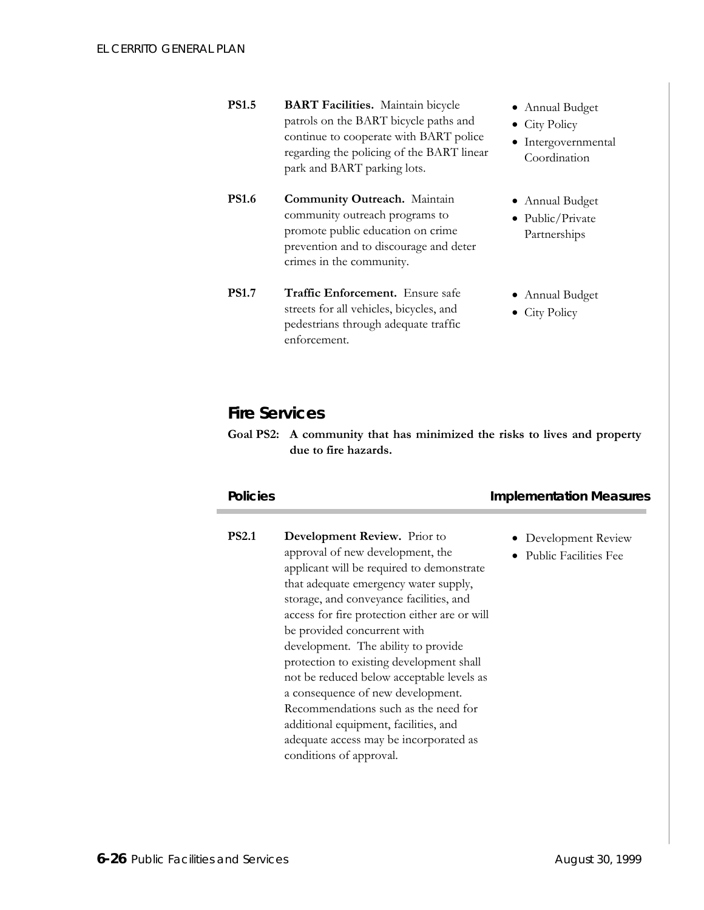| | | |
|---|---|---|
| **PS1.5** | **BART Facilities.** Maintain bicycle patrols on the BART bicycle paths and continue to cooperate with BART police regarding the policing of the BART linear park and BART parking lots. | • Annual Budget<br>• City Policy<br>• Intergovernmental Coordination |
| **PS1.6** | **Community Outreach.** Maintain community outreach programs to promote public education on crime prevention and to discourage and deter crimes in the community. | • Annual Budget<br>• Public/Private Partnerships |
| **PS1.7** | **Traffic Enforcement.** Ensure safe streets for all vehicles, bicycles, and pedestrians through adequate traffic enforcement. | • Annual Budget<br>• City Policy |

## Fire Services

**Goal PS2: A community that has minimized the risks to lives and property due to fire hazards.**

| Policies | | Implementation Measures |
|---|---|---|
| **PS2.1** | **Development Review.** Prior to approval of new development, the applicant will be required to demonstrate that adequate emergency water supply, storage, and conveyance facilities, and access for fire protection either are or will be provided concurrent with development. The ability to provide protection to existing development shall not be reduced below acceptable levels as a consequence of new development. Recommendations such as the need for additional equipment, facilities, and adequate access may be incorporated as conditions of approval. | • Development Review<br>• Public Facilities Fee |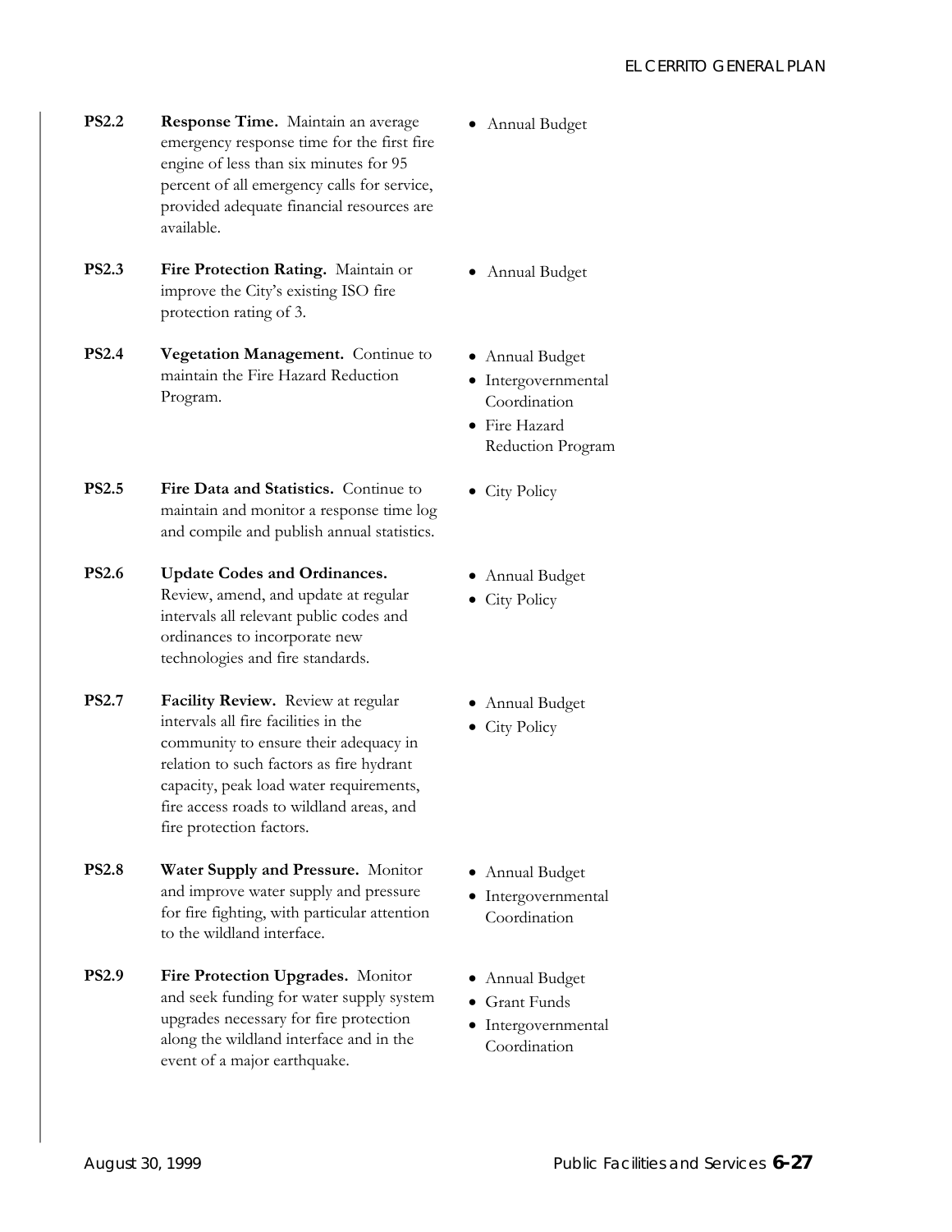| | | |
|---|---|---|
| **PS2.2** | **Response Time.** Maintain an average emergency response time for the first fire engine of less than six minutes for 95 percent of all emergency calls for service, provided adequate financial resources are available. | • Annual Budget |
| **PS2.3** | **Fire Protection Rating.** Maintain or improve the City's existing ISO fire protection rating of 3. | • Annual Budget |
| **PS2.4** | **Vegetation Management.** Continue to maintain the Fire Hazard Reduction Program. | • Annual Budget<br>• Intergovernmental Coordination<br>• Fire Hazard Reduction Program |
| **PS2.5** | **Fire Data and Statistics.** Continue to maintain and monitor a response time log and compile and publish annual statistics. | • City Policy |
| **PS2.6** | **Update Codes and Ordinances.** Review, amend, and update at regular intervals all relevant public codes and ordinances to incorporate new technologies and fire standards. | • Annual Budget<br>• City Policy |
| **PS2.7** | **Facility Review.** Review at regular intervals all fire facilities in the community to ensure their adequacy in relation to such factors as fire hydrant capacity, peak load water requirements, fire access roads to wildland areas, and fire protection factors. | • Annual Budget<br>• City Policy |
| **PS2.8** | **Water Supply and Pressure.** Monitor and improve water supply and pressure for fire fighting, with particular attention to the wildland interface. | • Annual Budget<br>• Intergovernmental Coordination |
| **PS2.9** | **Fire Protection Upgrades.** Monitor and seek funding for water supply system upgrades necessary for fire protection along the wildland interface and in the event of a major earthquake. | • Annual Budget<br>• Grant Funds<br>• Intergovernmental Coordination |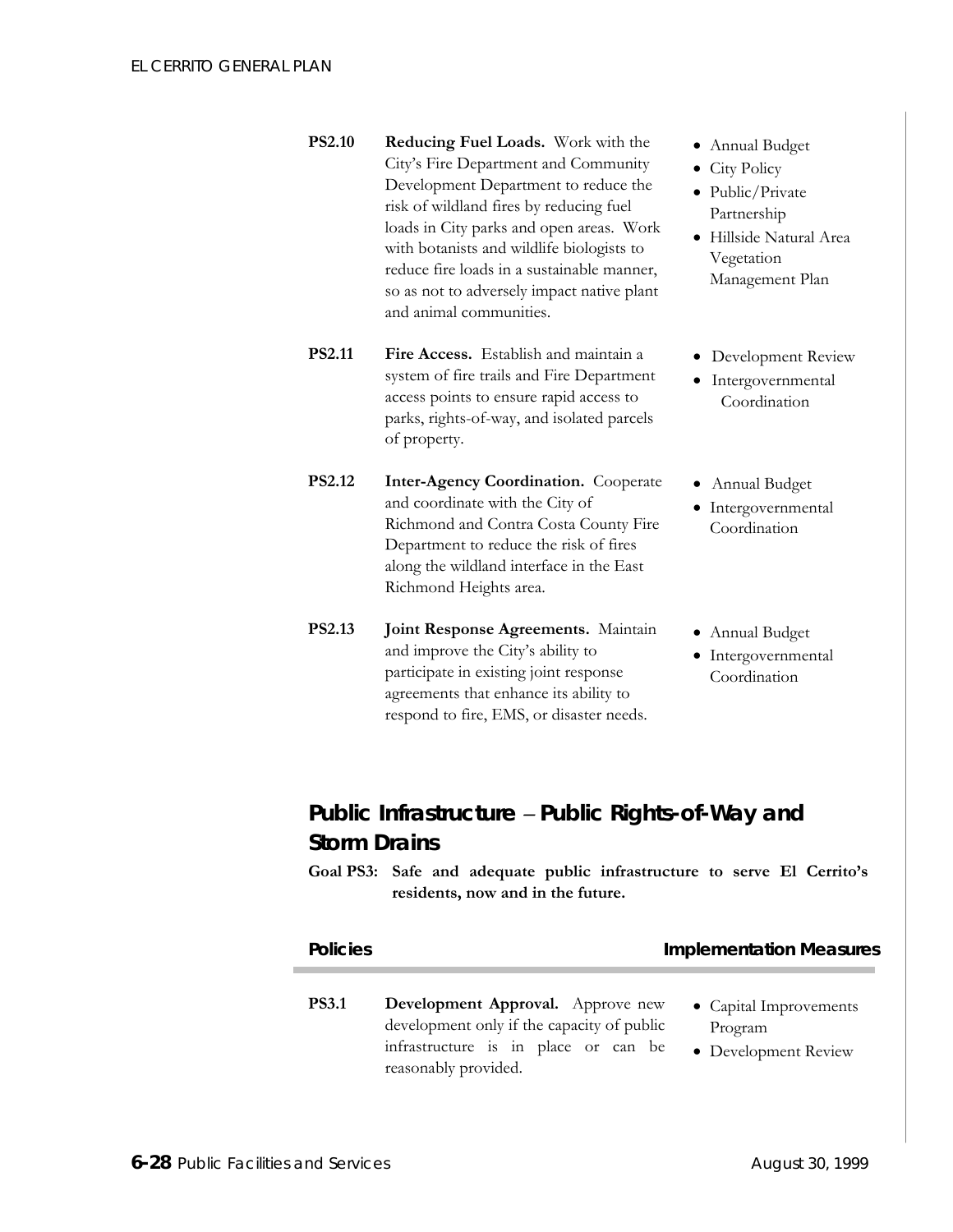| | | |
|---|---|---|
| **PS2.10** | **Reducing Fuel Loads.** Work with the City's Fire Department and Community Development Department to reduce the risk of wildland fires by reducing fuel loads in City parks and open areas. Work with botanists and wildlife biologists to reduce fire loads in a sustainable manner, so as not to adversely impact native plant and animal communities. | • Annual Budget<br>• City Policy<br>• Public/Private Partnership<br>• Hillside Natural Area Vegetation Management Plan |
| **PS2.11** | **Fire Access.** Establish and maintain a system of fire trails and Fire Department access points to ensure rapid access to parks, rights-of-way, and isolated parcels of property. | • Development Review<br>• Intergovernmental Coordination |
| **PS2.12** | **Inter-Agency Coordination.** Cooperate and coordinate with the City of Richmond and Contra Costa County Fire Department to reduce the risk of fires along the wildland interface in the East Richmond Heights area. | • Annual Budget<br>• Intergovernmental Coordination |
| **PS2.13** | **Joint Response Agreements.** Maintain and improve the City's ability to participate in existing joint response agreements that enhance its ability to respond to fire, EMS, or disaster needs. | • Annual Budget<br>• Intergovernmental Coordination |

## Public Infrastructure – Public Rights-of-Way and Storm Drains

**Goal PS3: Safe and adequate public infrastructure to serve El Cerrito's residents, now and in the future.**

| Policies | | Implementation Measures |
|---|---|---|
| **PS3.1** | **Development Approval.** Approve new development only if the capacity of public infrastructure is in place or can be reasonably provided. | • Capital Improvements Program<br>• Development Review |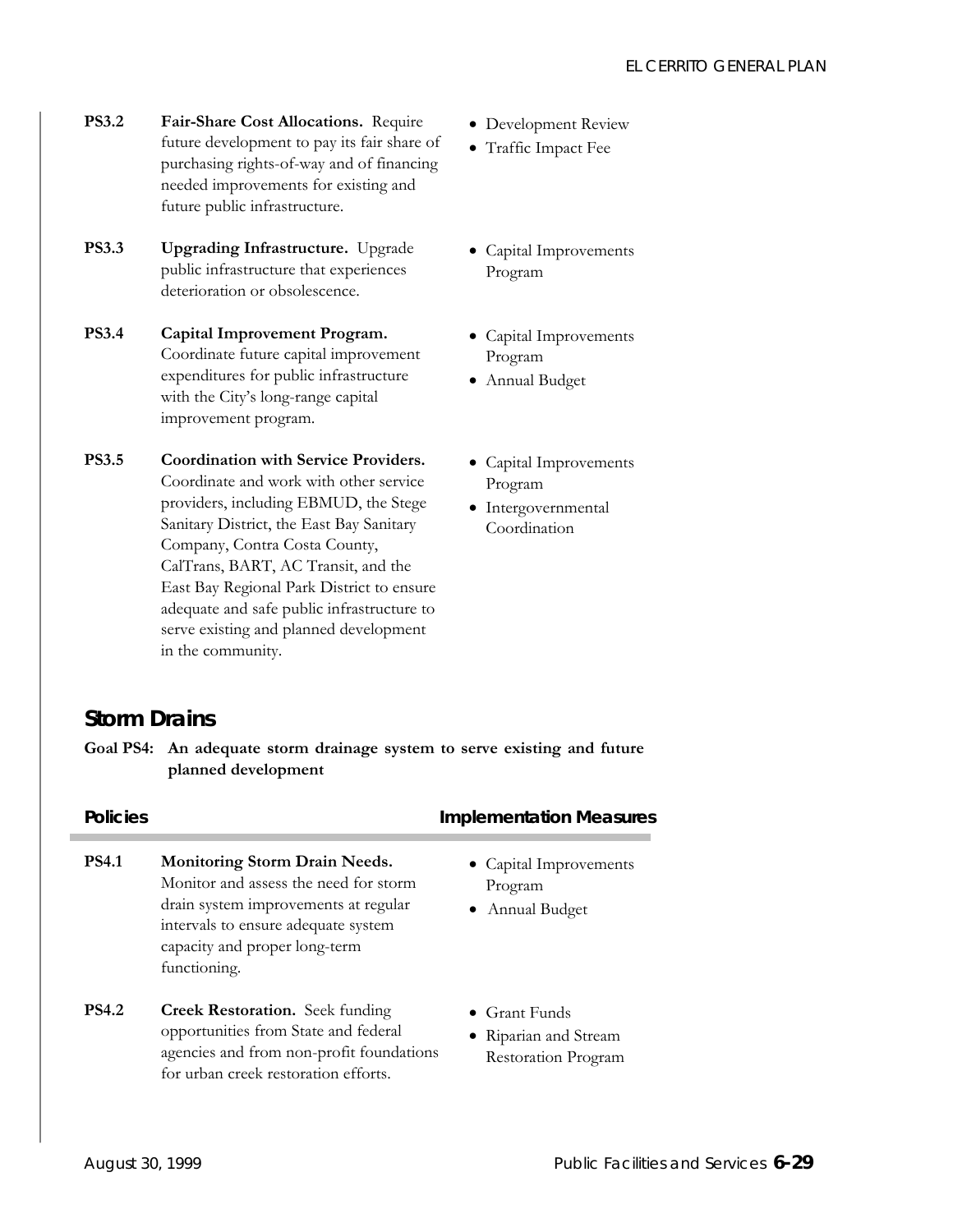| | | |
|---|---|---|
| **PS3.2** | **Fair-Share Cost Allocations.** Require future development to pay its fair share of purchasing rights-of-way and of financing needed improvements for existing and future public infrastructure. | • Development Review<br>• Traffic Impact Fee |
| **PS3.3** | **Upgrading Infrastructure.** Upgrade public infrastructure that experiences deterioration or obsolescence. | • Capital Improvements Program |
| **PS3.4** | **Capital Improvement Program.** Coordinate future capital improvement expenditures for public infrastructure with the City's long-range capital improvement program. | • Capital Improvements Program<br>• Annual Budget |
| **PS3.5** | **Coordination with Service Providers.** Coordinate and work with other service providers, including EBMUD, the Stege Sanitary District, the East Bay Sanitary Company, Contra Costa County, CalTrans, BART, AC Transit, and the East Bay Regional Park District to ensure adequate and safe public infrastructure to serve existing and planned development in the community. | • Capital Improvements Program<br>• Intergovernmental Coordination |

## Storm Drains

**Goal PS4: An adequate storm drainage system to serve existing and future planned development**

| Policies | | Implementation Measures |
|---|---|---|
| **PS4.1** | **Monitoring Storm Drain Needs.** Monitor and assess the need for storm drain system improvements at regular intervals to ensure adequate system capacity and proper long-term functioning. | • Capital Improvements Program<br>• Annual Budget |
| **PS4.2** | **Creek Restoration.** Seek funding opportunities from State and federal agencies and from non-profit foundations for urban creek restoration efforts. | • Grant Funds<br>• Riparian and Stream Restoration Program |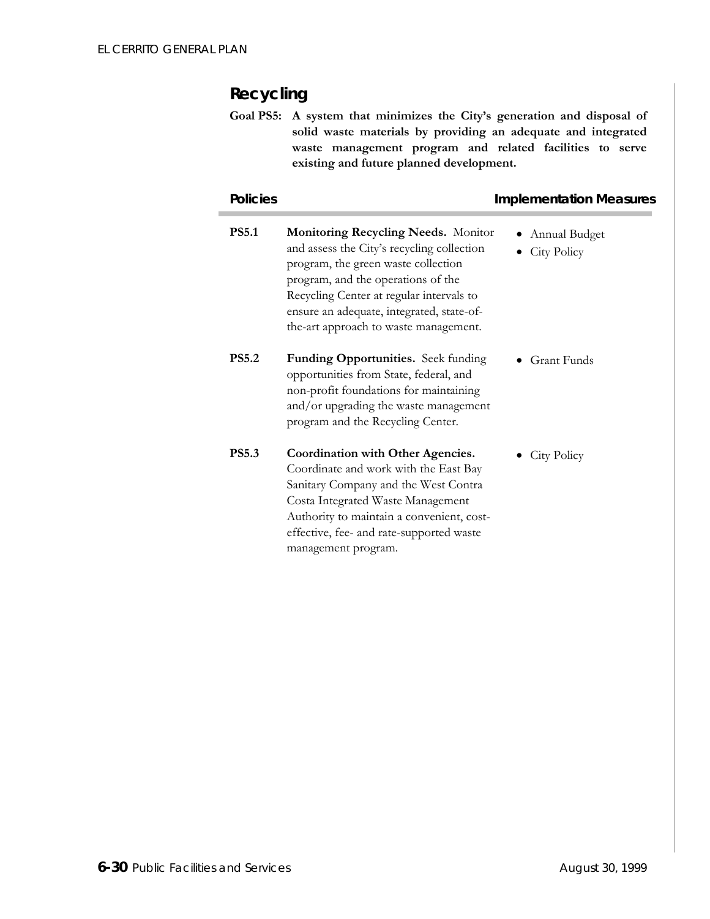## Recycling

**Goal PS5: A system that minimizes the City's generation and disposal of solid waste materials by providing an adequate and integrated waste management program and related facilities to serve existing and future planned development.**

| Policies | | Implementation Measures |
|---|---|---|
| **PS5.1** | **Monitoring Recycling Needs.** Monitor and assess the City's recycling collection program, the green waste collection program, and the operations of the Recycling Center at regular intervals to ensure an adequate, integrated, state-of-the-art approach to waste management. | • Annual Budget<br>• City Policy |
| **PS5.2** | **Funding Opportunities.** Seek funding opportunities from State, federal, and non-profit foundations for maintaining and/or upgrading the waste management program and the Recycling Center. | • Grant Funds |
| **PS5.3** | **Coordination with Other Agencies.** Coordinate and work with the East Bay Sanitary Company and the West Contra Costa Integrated Waste Management Authority to maintain a convenient, cost-effective, fee- and rate-supported waste management program. | • City Policy |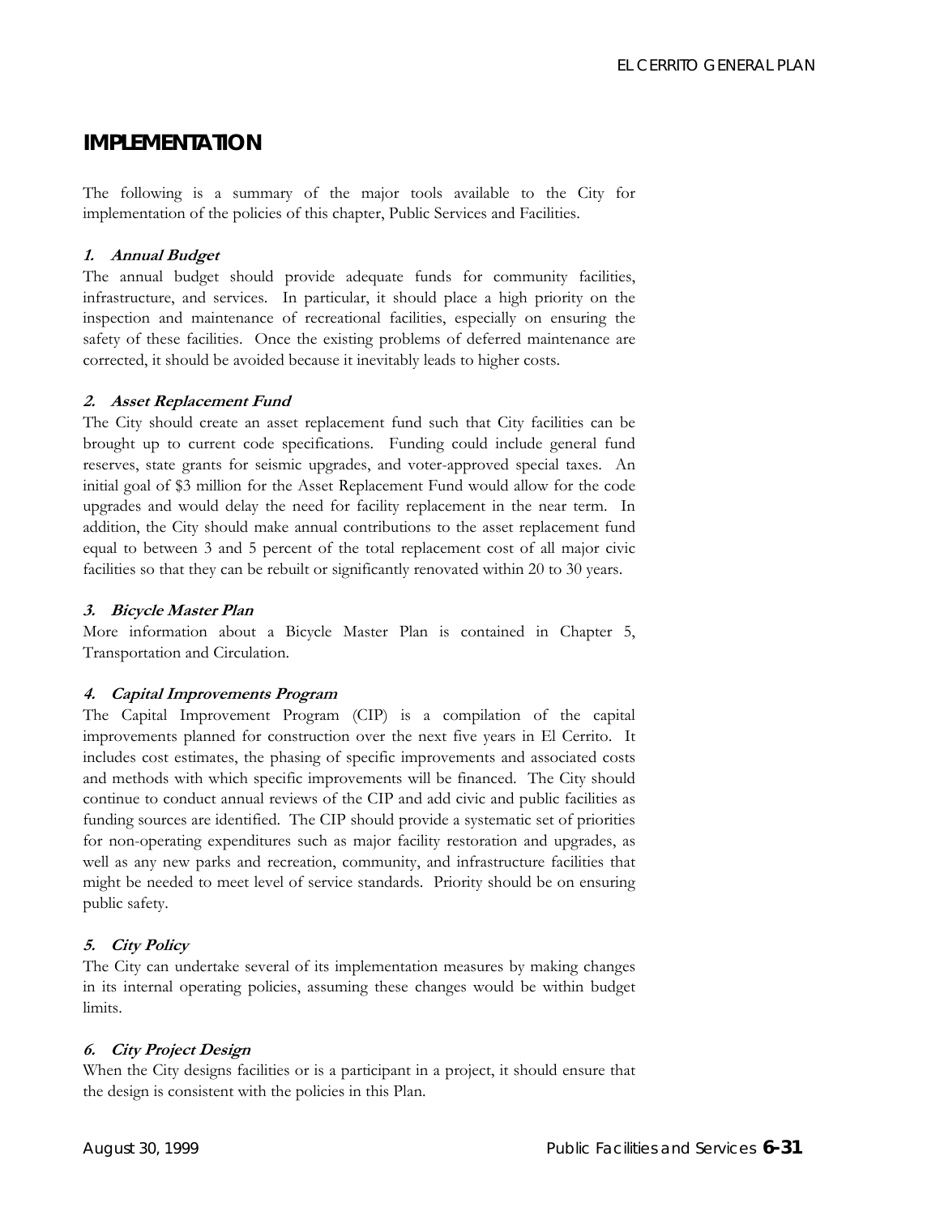## IMPLEMENTATION

The following is a summary of the major tools available to the City for implementation of the policies of this chapter, Public Services and Facilities.

***1. Annual Budget***

The annual budget should provide adequate funds for community facilities, infrastructure, and services. In particular, it should place a high priority on the inspection and maintenance of recreational facilities, especially on ensuring the safety of these facilities. Once the existing problems of deferred maintenance are corrected, it should be avoided because it inevitably leads to higher costs.

***2. Asset Replacement Fund***

The City should create an asset replacement fund such that City facilities can be brought up to current code specifications. Funding could include general fund reserves, state grants for seismic upgrades, and voter-approved special taxes. An initial goal of $3 million for the Asset Replacement Fund would allow for the code upgrades and would delay the need for facility replacement in the near term. In addition, the City should make annual contributions to the asset replacement fund equal to between 3 and 5 percent of the total replacement cost of all major civic facilities so that they can be rebuilt or significantly renovated within 20 to 30 years.

***3. Bicycle Master Plan***

More information about a Bicycle Master Plan is contained in Chapter 5, Transportation and Circulation.

***4. Capital Improvements Program***

The Capital Improvement Program (CIP) is a compilation of the capital improvements planned for construction over the next five years in El Cerrito. It includes cost estimates, the phasing of specific improvements and associated costs and methods with which specific improvements will be financed. The City should continue to conduct annual reviews of the CIP and add civic and public facilities as funding sources are identified. The CIP should provide a systematic set of priorities for non-operating expenditures such as major facility restoration and upgrades, as well as any new parks and recreation, community, and infrastructure facilities that might be needed to meet level of service standards. Priority should be on ensuring public safety.

***5. City Policy***

The City can undertake several of its implementation measures by making changes in its internal operating policies, assuming these changes would be within budget limits.

***6. City Project Design***

When the City designs facilities or is a participant in a project, it should ensure that the design is consistent with the policies in this Plan.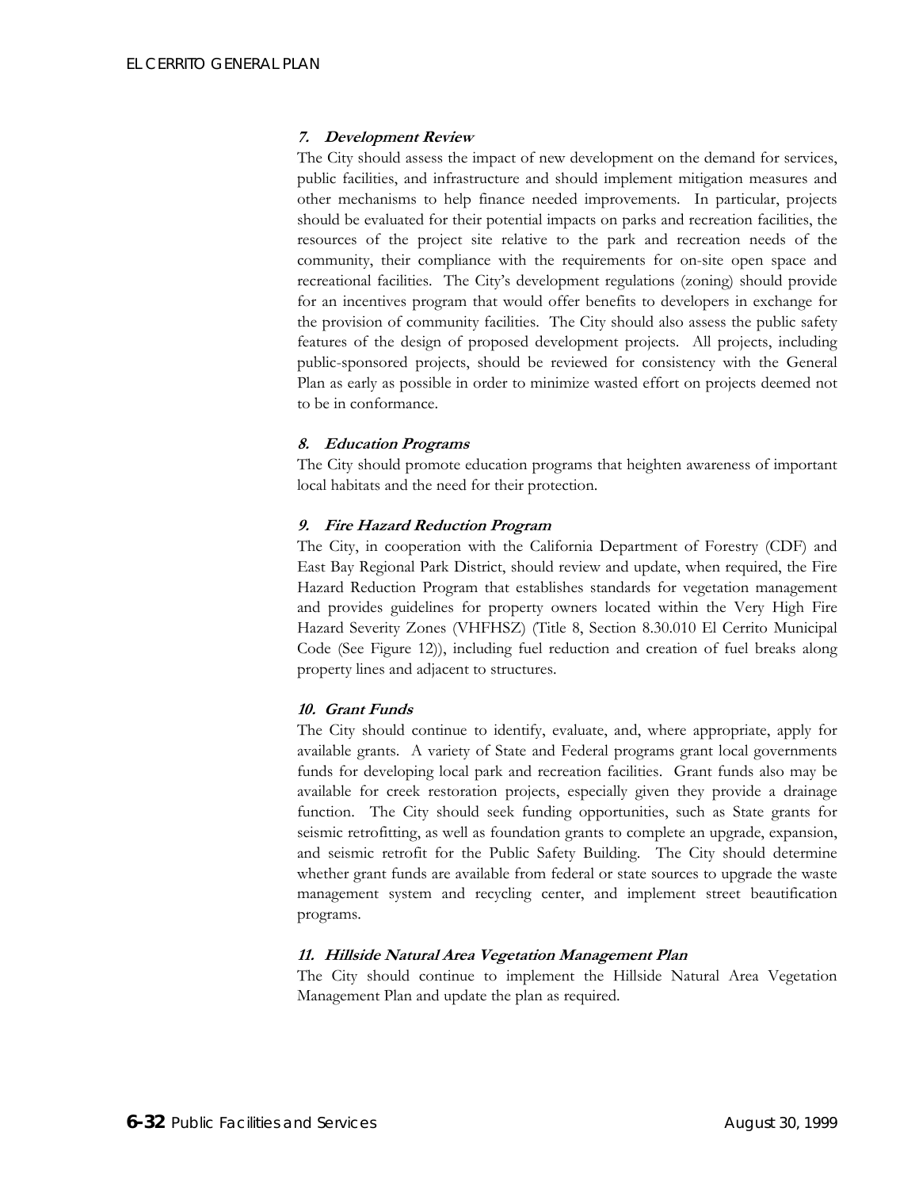***7. Development Review***

The City should assess the impact of new development on the demand for services, public facilities, and infrastructure and should implement mitigation measures and other mechanisms to help finance needed improvements. In particular, projects should be evaluated for their potential impacts on parks and recreation facilities, the resources of the project site relative to the park and recreation needs of the community, their compliance with the requirements for on-site open space and recreational facilities. The City's development regulations (zoning) should provide for an incentives program that would offer benefits to developers in exchange for the provision of community facilities. The City should also assess the public safety features of the design of proposed development projects. All projects, including public-sponsored projects, should be reviewed for consistency with the General Plan as early as possible in order to minimize wasted effort on projects deemed not to be in conformance.

***8. Education Programs***

The City should promote education programs that heighten awareness of important local habitats and the need for their protection.

***9. Fire Hazard Reduction Program***

The City, in cooperation with the California Department of Forestry (CDF) and East Bay Regional Park District, should review and update, when required, the Fire Hazard Reduction Program that establishes standards for vegetation management and provides guidelines for property owners located within the Very High Fire Hazard Severity Zones (VHFHSZ) (Title 8, Section 8.30.010 El Cerrito Municipal Code (See Figure 12)), including fuel reduction and creation of fuel breaks along property lines and adjacent to structures.

***10. Grant Funds***

The City should continue to identify, evaluate, and, where appropriate, apply for available grants. A variety of State and Federal programs grant local governments funds for developing local park and recreation facilities. Grant funds also may be available for creek restoration projects, especially given they provide a drainage function. The City should seek funding opportunities, such as State grants for seismic retrofitting, as well as foundation grants to complete an upgrade, expansion, and seismic retrofit for the Public Safety Building. The City should determine whether grant funds are available from federal or state sources to upgrade the waste management system and recycling center, and implement street beautification programs.

***11. Hillside Natural Area Vegetation Management Plan***

The City should continue to implement the Hillside Natural Area Vegetation Management Plan and update the plan as required.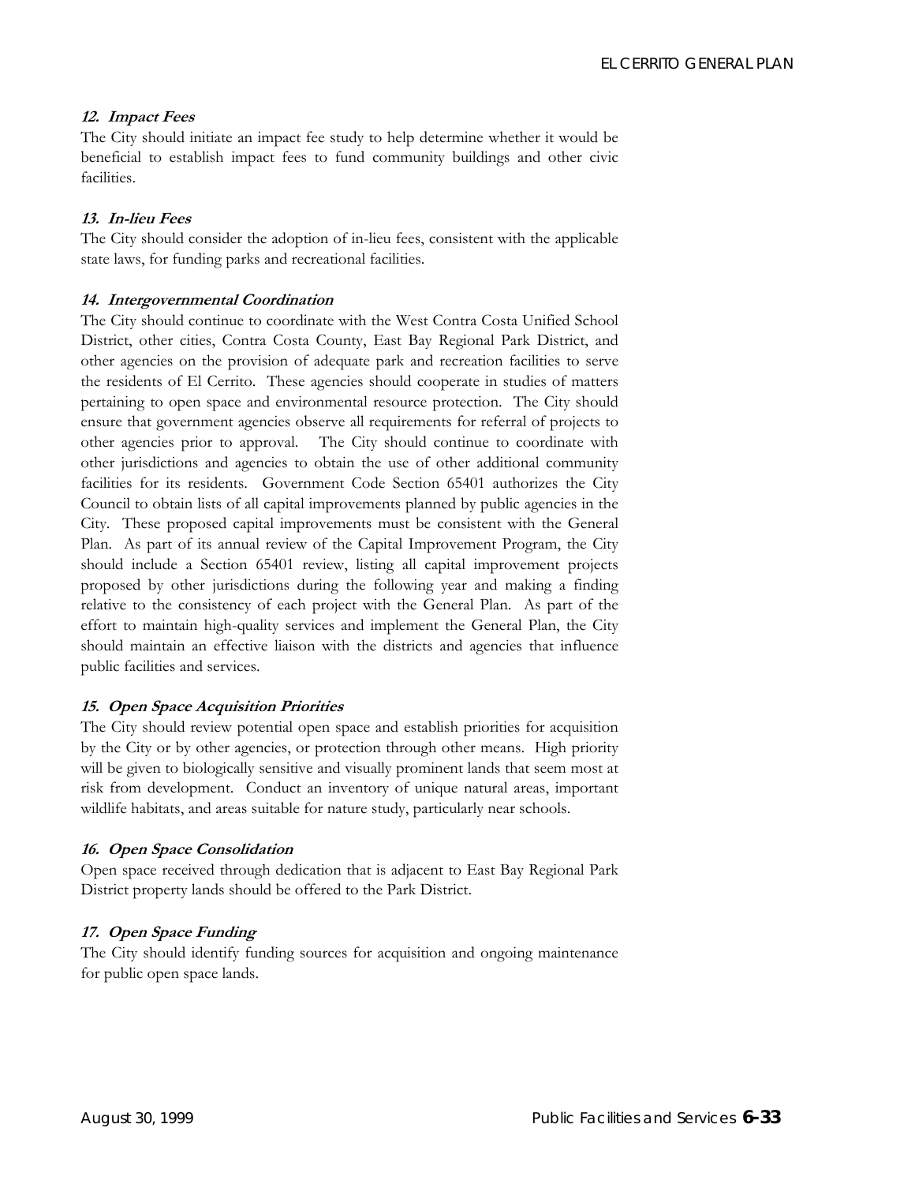#### *12. Impact Fees*

The City should initiate an impact fee study to help determine whether it would be beneficial to establish impact fees to fund community buildings and other civic facilities.

#### *13. In-lieu Fees*

The City should consider the adoption of in-lieu fees, consistent with the applicable state laws, for funding parks and recreational facilities.

#### *14. Intergovernmental Coordination*

The City should continue to coordinate with the West Contra Costa Unified School District, other cities, Contra Costa County, East Bay Regional Park District, and other agencies on the provision of adequate park and recreation facilities to serve the residents of El Cerrito. These agencies should cooperate in studies of matters pertaining to open space and environmental resource protection. The City should ensure that government agencies observe all requirements for referral of projects to other agencies prior to approval. The City should continue to coordinate with other jurisdictions and agencies to obtain the use of other additional community facilities for its residents. Government Code Section 65401 authorizes the City Council to obtain lists of all capital improvements planned by public agencies in the City. These proposed capital improvements must be consistent with the General Plan. As part of its annual review of the Capital Improvement Program, the City should include a Section 65401 review, listing all capital improvement projects proposed by other jurisdictions during the following year and making a finding relative to the consistency of each project with the General Plan. As part of the effort to maintain high-quality services and implement the General Plan, the City should maintain an effective liaison with the districts and agencies that influence public facilities and services.

#### *15. Open Space Acquisition Priorities*

The City should review potential open space and establish priorities for acquisition by the City or by other agencies, or protection through other means. High priority will be given to biologically sensitive and visually prominent lands that seem most at risk from development. Conduct an inventory of unique natural areas, important wildlife habitats, and areas suitable for nature study, particularly near schools.

#### *16. Open Space Consolidation*

Open space received through dedication that is adjacent to East Bay Regional Park District property lands should be offered to the Park District.

#### *17. Open Space Funding*

The City should identify funding sources for acquisition and ongoing maintenance for public open space lands.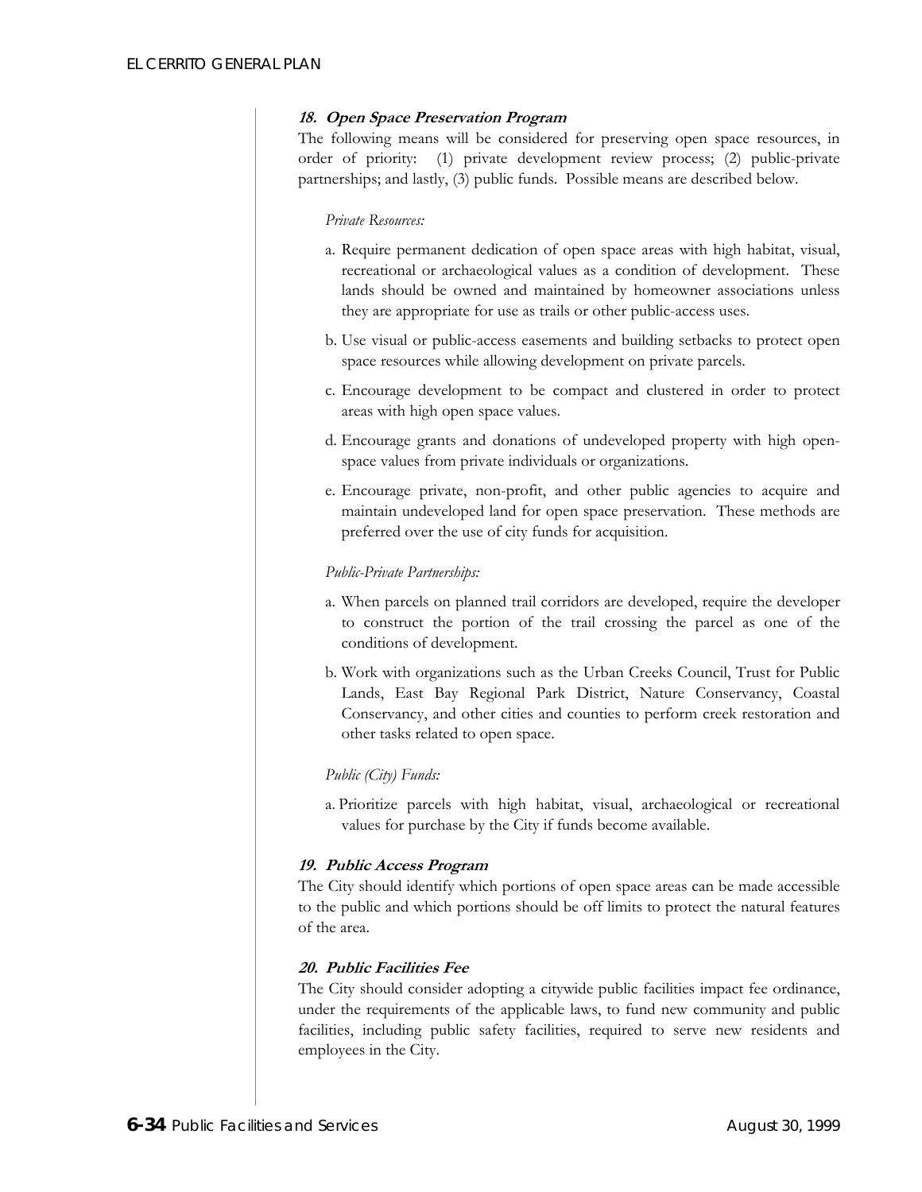### *18. Open Space Preservation Program*

The following means will be considered for preserving open space resources, in order of priority: (1) private development review process; (2) public-private partnerships; and lastly, (3) public funds. Possible means are described below.

*Private Resources:*

a. Require permanent dedication of open space areas with high habitat, visual, recreational or archaeological values as a condition of development. These lands should be owned and maintained by homeowner associations unless they are appropriate for use as trails or other public-access uses.

b. Use visual or public-access easements and building setbacks to protect open space resources while allowing development on private parcels.

c. Encourage development to be compact and clustered in order to protect areas with high open space values.

d. Encourage grants and donations of undeveloped property with high open-space values from private individuals or organizations.

e. Encourage private, non-profit, and other public agencies to acquire and maintain undeveloped land for open space preservation. These methods are preferred over the use of city funds for acquisition.

*Public-Private Partnerships:*

a. When parcels on planned trail corridors are developed, require the developer to construct the portion of the trail crossing the parcel as one of the conditions of development.

b. Work with organizations such as the Urban Creeks Council, Trust for Public Lands, East Bay Regional Park District, Nature Conservancy, Coastal Conservancy, and other cities and counties to perform creek restoration and other tasks related to open space.

*Public (City) Funds:*

a. Prioritize parcels with high habitat, visual, archaeological or recreational values for purchase by the City if funds become available.

### *19. Public Access Program*

The City should identify which portions of open space areas can be made accessible to the public and which portions should be off limits to protect the natural features of the area.

### *20. Public Facilities Fee*

The City should consider adopting a citywide public facilities impact fee ordinance, under the requirements of the applicable laws, to fund new community and public facilities, including public safety facilities, required to serve new residents and employees in the City.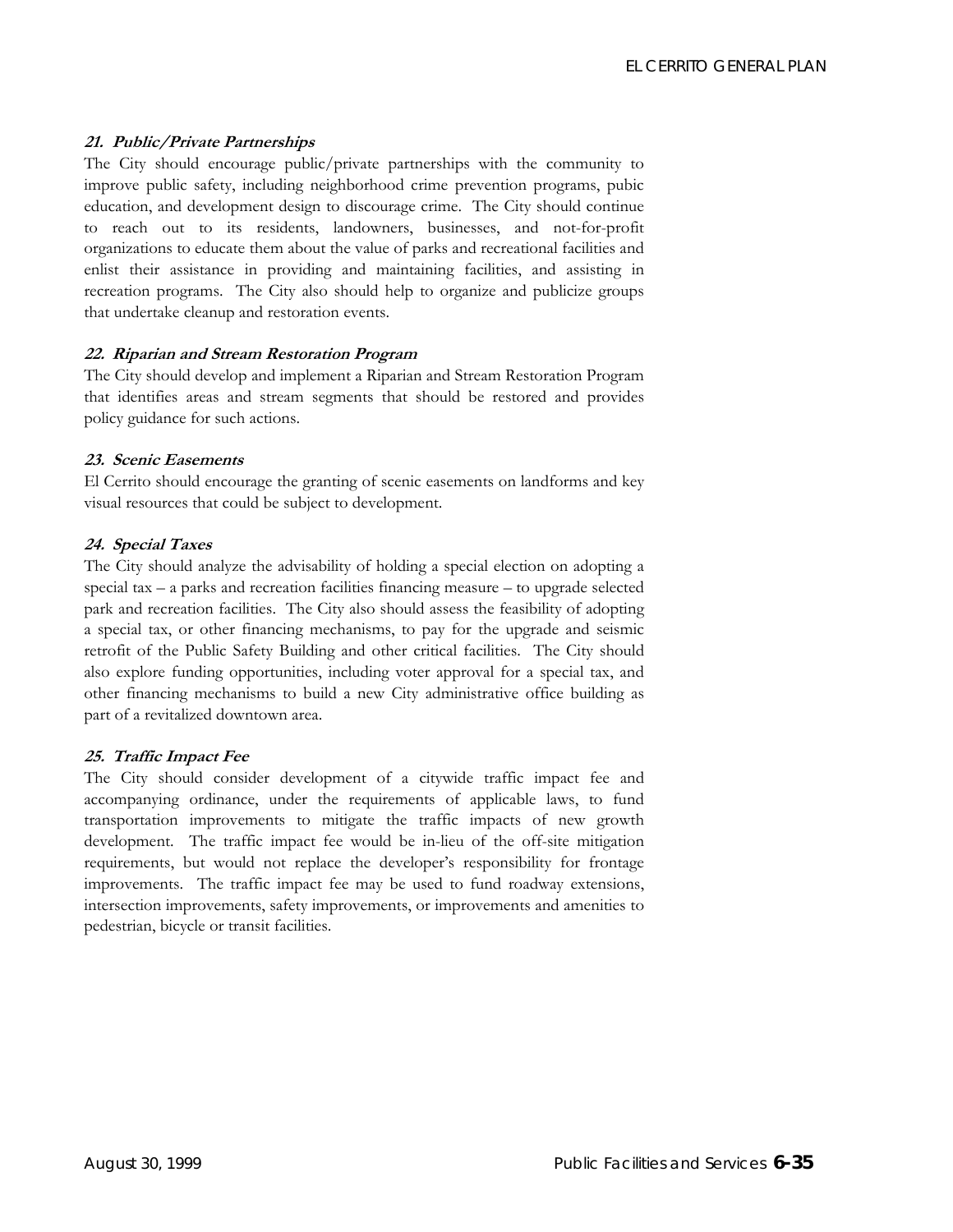***21. Public/Private Partnerships***

The City should encourage public/private partnerships with the community to improve public safety, including neighborhood crime prevention programs, pubic education, and development design to discourage crime. The City should continue to reach out to its residents, landowners, businesses, and not-for-profit organizations to educate them about the value of parks and recreational facilities and enlist their assistance in providing and maintaining facilities, and assisting in recreation programs. The City also should help to organize and publicize groups that undertake cleanup and restoration events.

***22. Riparian and Stream Restoration Program***

The City should develop and implement a Riparian and Stream Restoration Program that identifies areas and stream segments that should be restored and provides policy guidance for such actions.

***23. Scenic Easements***

El Cerrito should encourage the granting of scenic easements on landforms and key visual resources that could be subject to development.

***24. Special Taxes***

The City should analyze the advisability of holding a special election on adopting a special tax – a parks and recreation facilities financing measure – to upgrade selected park and recreation facilities. The City also should assess the feasibility of adopting a special tax, or other financing mechanisms, to pay for the upgrade and seismic retrofit of the Public Safety Building and other critical facilities. The City should also explore funding opportunities, including voter approval for a special tax, and other financing mechanisms to build a new City administrative office building as part of a revitalized downtown area.

***25. Traffic Impact Fee***

The City should consider development of a citywide traffic impact fee and accompanying ordinance, under the requirements of applicable laws, to fund transportation improvements to mitigate the traffic impacts of new growth development. The traffic impact fee would be in-lieu of the off-site mitigation requirements, but would not replace the developer's responsibility for frontage improvements. The traffic impact fee may be used to fund roadway extensions, intersection improvements, safety improvements, or improvements and amenities to pedestrian, bicycle or transit facilities.